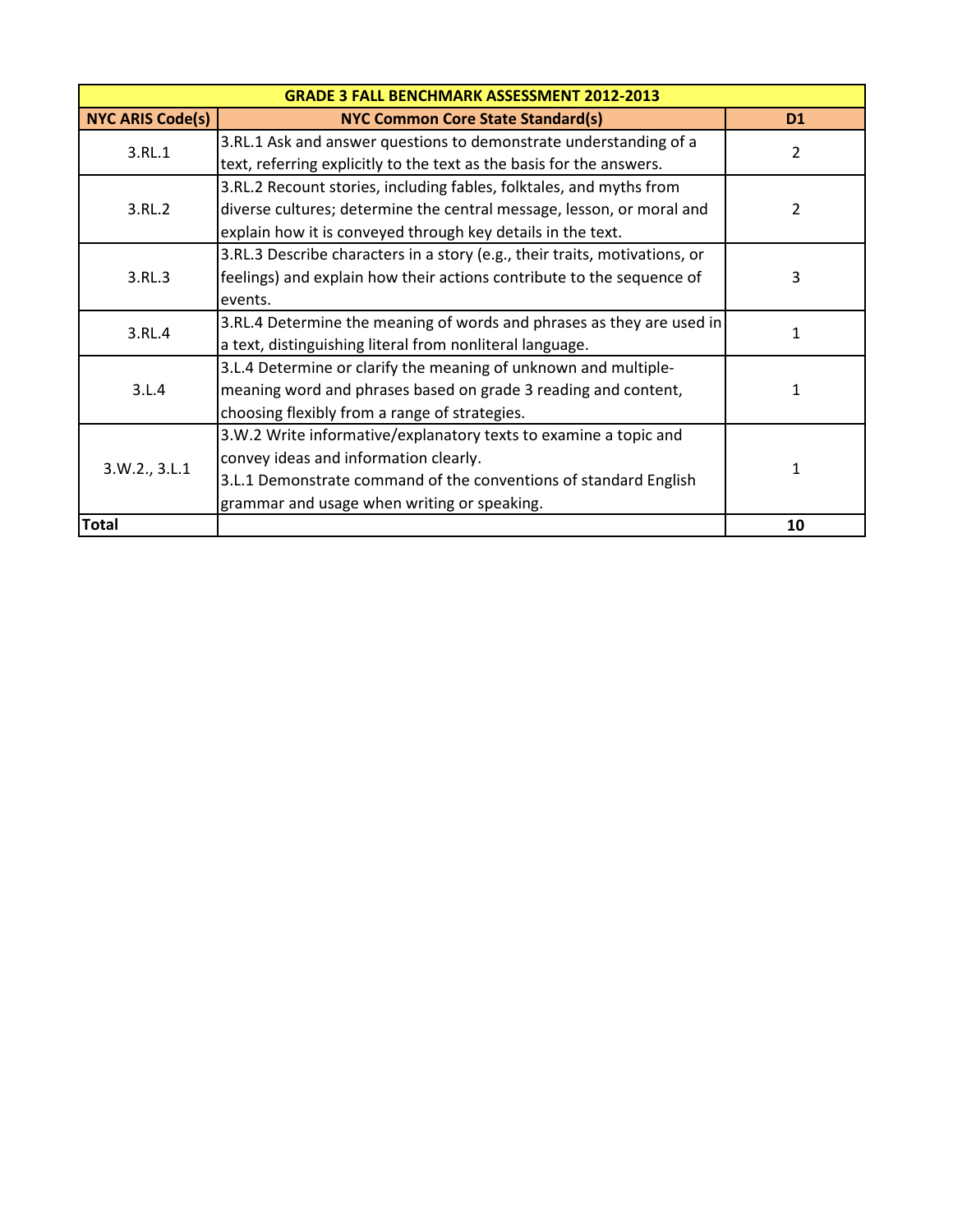| GRADE 3 FALL BENCHMARK ASSESSMENT 2012-2013 | | |
|---|---|---|
| **NYC ARIS Code(s)** | **NYC Common Core State Standard(s)** | **D1** |
| 3.RL.1 | 3.RL.1 Ask and answer questions to demonstrate understanding of a text, referring explicitly to the text as the basis for the answers. | 2 |
| 3.RL.2 | 3.RL.2 Recount stories, including fables, folktales, and myths from diverse cultures; determine the central message, lesson, or moral and explain how it is conveyed through key details in the text. | 2 |
| 3.RL.3 | 3.RL.3 Describe characters in a story (e.g., their traits, motivations, or feelings) and explain how their actions contribute to the sequence of events. | 3 |
| 3.RL.4 | 3.RL.4 Determine the meaning of words and phrases as they are used in a text, distinguishing literal from nonliteral language. | 1 |
| 3.L.4 | 3.L.4 Determine or clarify the meaning of unknown and multiple-meaning word and phrases based on grade 3 reading and content, choosing flexibly from a range of strategies. | 1 |
| 3.W.2., 3.L.1 | 3.W.2 Write informative/explanatory texts to examine a topic and convey ideas and information clearly.<br>3.L.1 Demonstrate command of the conventions of standard English grammar and usage when writing or speaking. | 1 |
| **Total** | | **10** |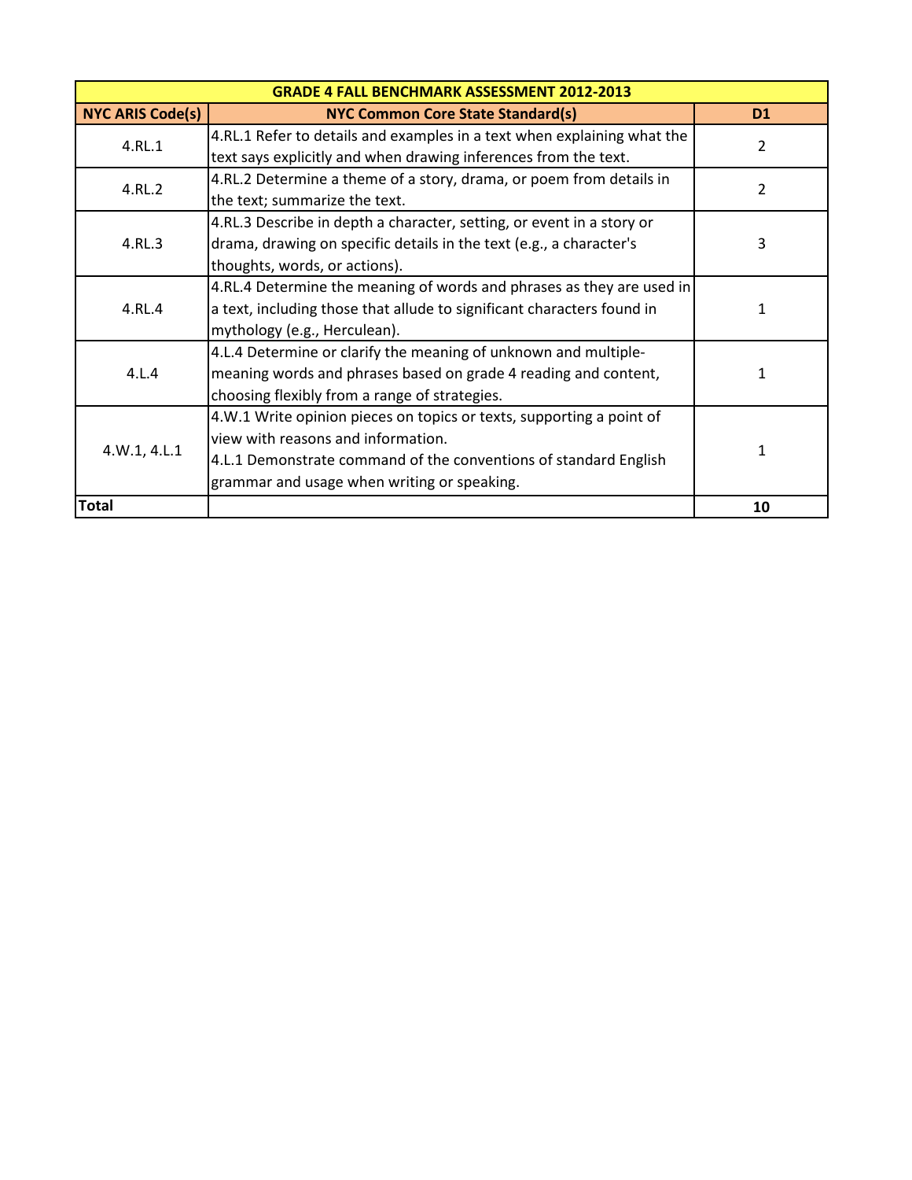| GRADE 4 FALL BENCHMARK ASSESSMENT 2012-2013 | | |
|---|---|---|
| **NYC ARIS Code(s)** | **NYC Common Core State Standard(s)** | **D1** |
| 4.RL.1 | 4.RL.1 Refer to details and examples in a text when explaining what the text says explicitly and when drawing inferences from the text. | 2 |
| 4.RL.2 | 4.RL.2 Determine a theme of a story, drama, or poem from details in the text; summarize the text. | 2 |
| 4.RL.3 | 4.RL.3 Describe in depth a character, setting, or event in a story or drama, drawing on specific details in the text (e.g., a character's thoughts, words, or actions). | 3 |
| 4.RL.4 | 4.RL.4 Determine the meaning of words and phrases as they are used in a text, including those that allude to significant characters found in mythology (e.g., Herculean). | 1 |
| 4.L.4 | 4.L.4 Determine or clarify the meaning of unknown and multiple-meaning words and phrases based on grade 4 reading and content, choosing flexibly from a range of strategies. | 1 |
| 4.W.1, 4.L.1 | 4.W.1 Write opinion pieces on topics or texts, supporting a point of view with reasons and information.<br>4.L.1 Demonstrate command of the conventions of standard English grammar and usage when writing or speaking. | 1 |
| **Total** | | **10** |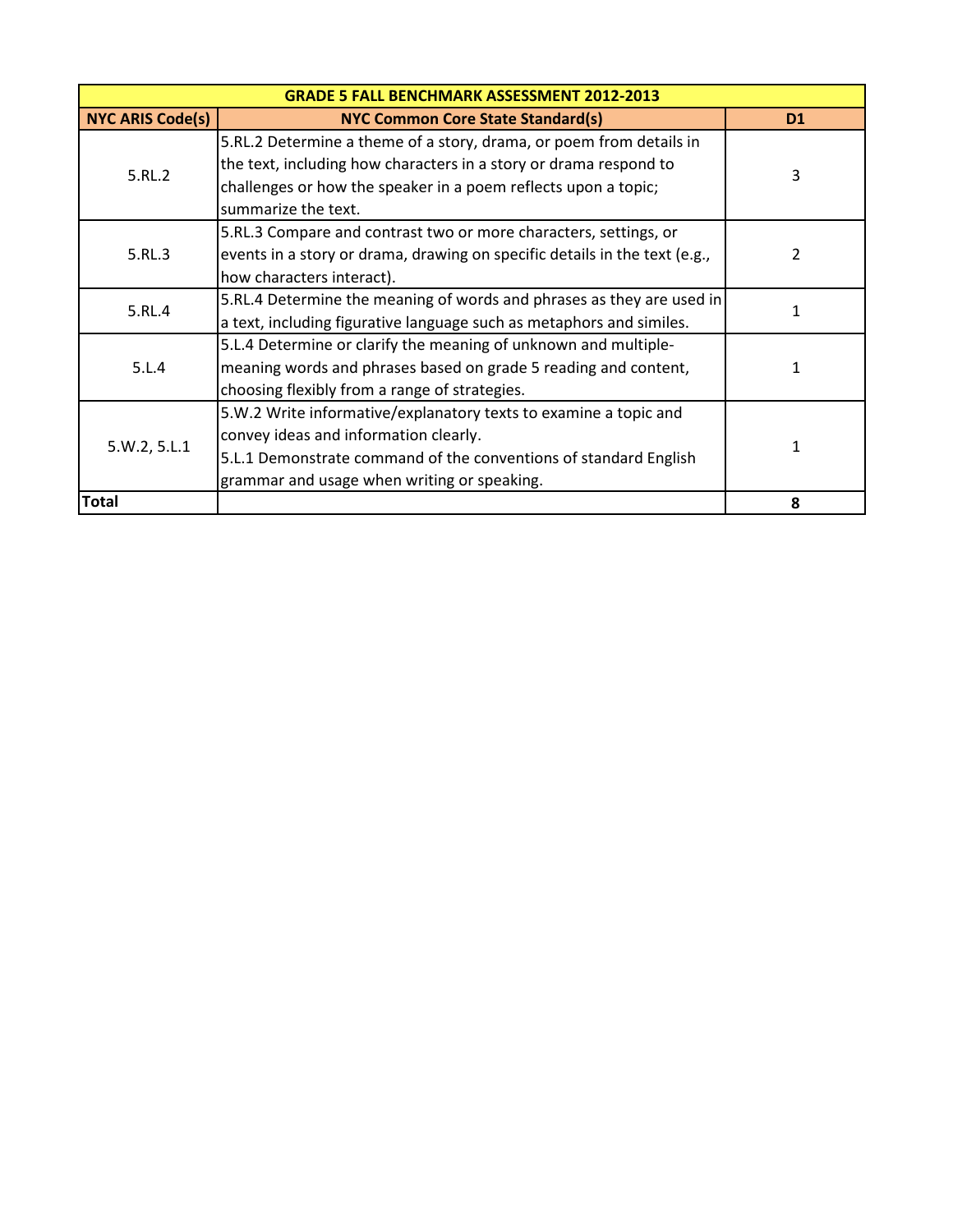| GRADE 5 FALL BENCHMARK ASSESSMENT 2012-2013 | | |
|---|---|---|
| **NYC ARIS Code(s)** | **NYC Common Core State Standard(s)** | **D1** |
| 5.RL.2 | 5.RL.2 Determine a theme of a story, drama, or poem from details in the text, including how characters in a story or drama respond to challenges or how the speaker in a poem reflects upon a topic; summarize the text. | 3 |
| 5.RL.3 | 5.RL.3 Compare and contrast two or more characters, settings, or events in a story or drama, drawing on specific details in the text (e.g., how characters interact). | 2 |
| 5.RL.4 | 5.RL.4 Determine the meaning of words and phrases as they are used in a text, including figurative language such as metaphors and similes. | 1 |
| 5.L.4 | 5.L.4 Determine or clarify the meaning of unknown and multiple-meaning words and phrases based on grade 5 reading and content, choosing flexibly from a range of strategies. | 1 |
| 5.W.2, 5.L.1 | 5.W.2 Write informative/explanatory texts to examine a topic and convey ideas and information clearly.<br>5.L.1 Demonstrate command of the conventions of standard English grammar and usage when writing or speaking. | 1 |
| **Total** | | **8** |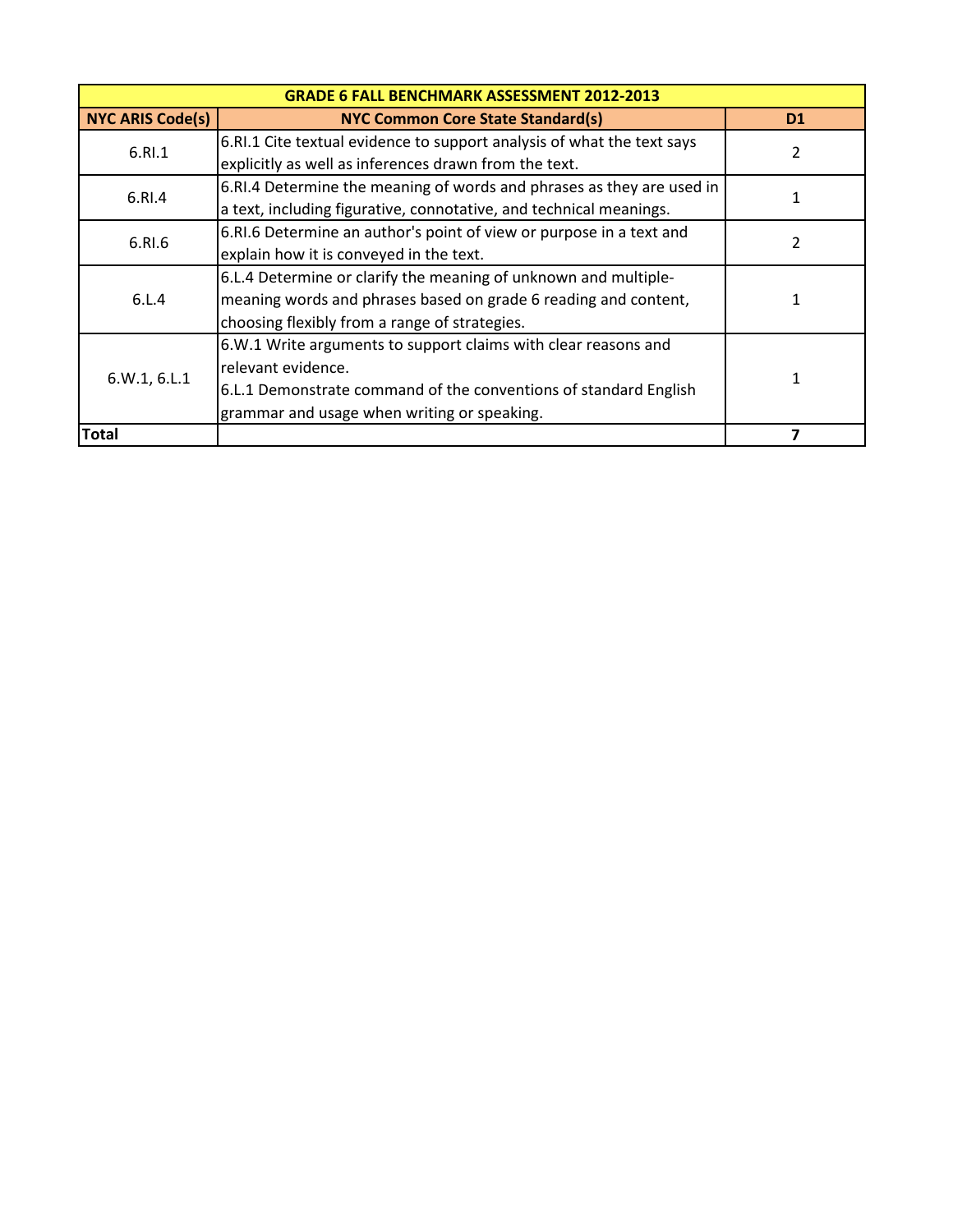| GRADE 6 FALL BENCHMARK ASSESSMENT 2012-2013 | | |
|---|---|---|
| **NYC ARIS Code(s)** | **NYC Common Core State Standard(s)** | **D1** |
| 6.RI.1 | 6.RI.1 Cite textual evidence to support analysis of what the text says explicitly as well as inferences drawn from the text. | 2 |
| 6.RI.4 | 6.RI.4 Determine the meaning of words and phrases as they are used in a text, including figurative, connotative, and technical meanings. | 1 |
| 6.RI.6 | 6.RI.6 Determine an author's point of view or purpose in a text and explain how it is conveyed in the text. | 2 |
| 6.L.4 | 6.L.4 Determine or clarify the meaning of unknown and multiple-meaning words and phrases based on grade 6 reading and content, choosing flexibly from a range of strategies. | 1 |
| 6.W.1, 6.L.1 | 6.W.1 Write arguments to support claims with clear reasons and relevant evidence.<br>6.L.1 Demonstrate command of the conventions of standard English grammar and usage when writing or speaking. | 1 |
| **Total** | | **7** |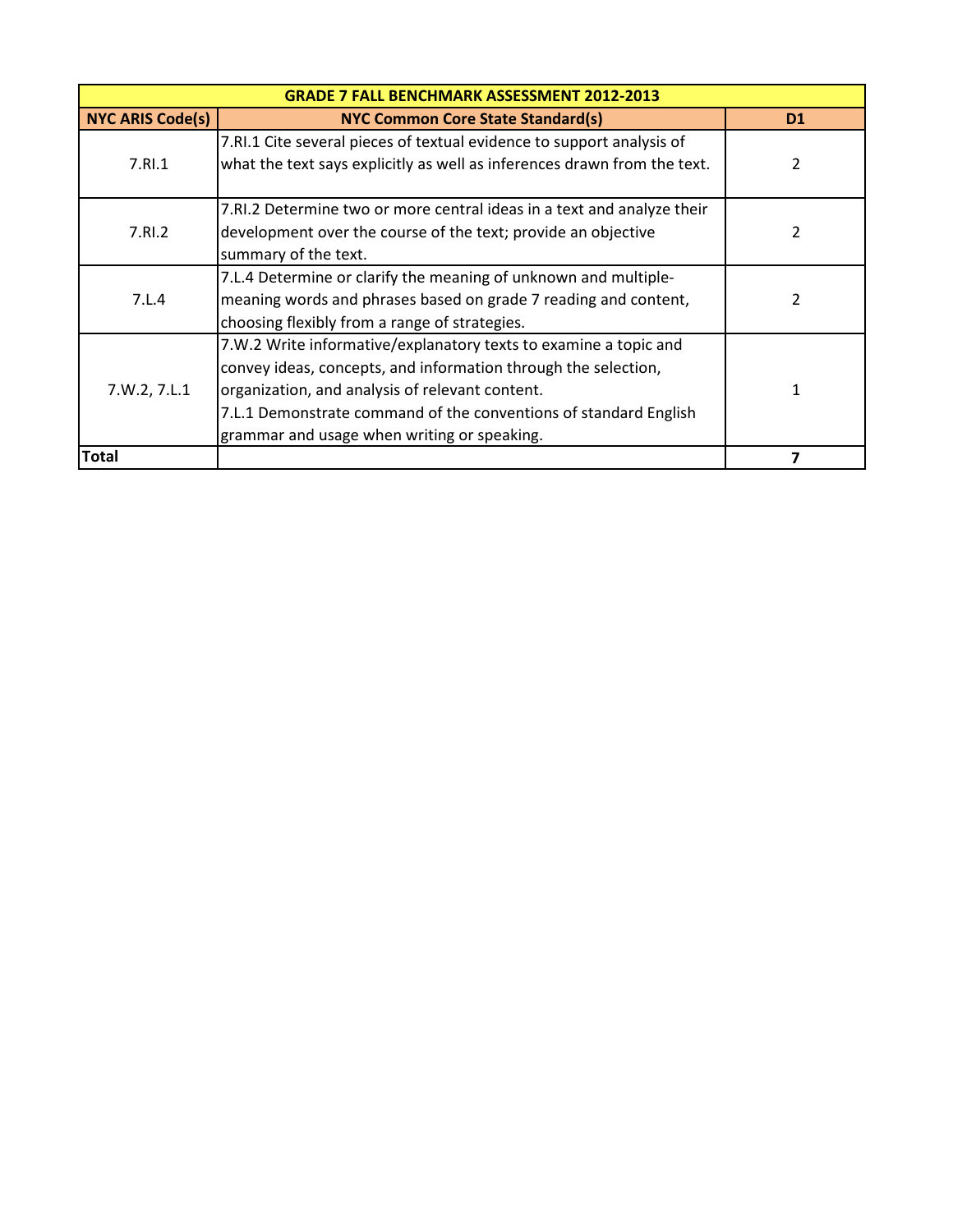| GRADE 7 FALL BENCHMARK ASSESSMENT 2012-2013 | | |
|---|---|---|
| **NYC ARIS Code(s)** | **NYC Common Core State Standard(s)** | **D1** |
| 7.RI.1 | 7.RI.1 Cite several pieces of textual evidence to support analysis of what the text says explicitly as well as inferences drawn from the text. | 2 |
| 7.RI.2 | 7.RI.2 Determine two or more central ideas in a text and analyze their development over the course of the text; provide an objective summary of the text. | 2 |
| 7.L.4 | 7.L.4 Determine or clarify the meaning of unknown and multiple-meaning words and phrases based on grade 7 reading and content, choosing flexibly from a range of strategies. | 2 |
| 7.W.2, 7.L.1 | 7.W.2 Write informative/explanatory texts to examine a topic and convey ideas, concepts, and information through the selection, organization, and analysis of relevant content.<br>7.L.1 Demonstrate command of the conventions of standard English grammar and usage when writing or speaking. | 1 |
| **Total** | | **7** |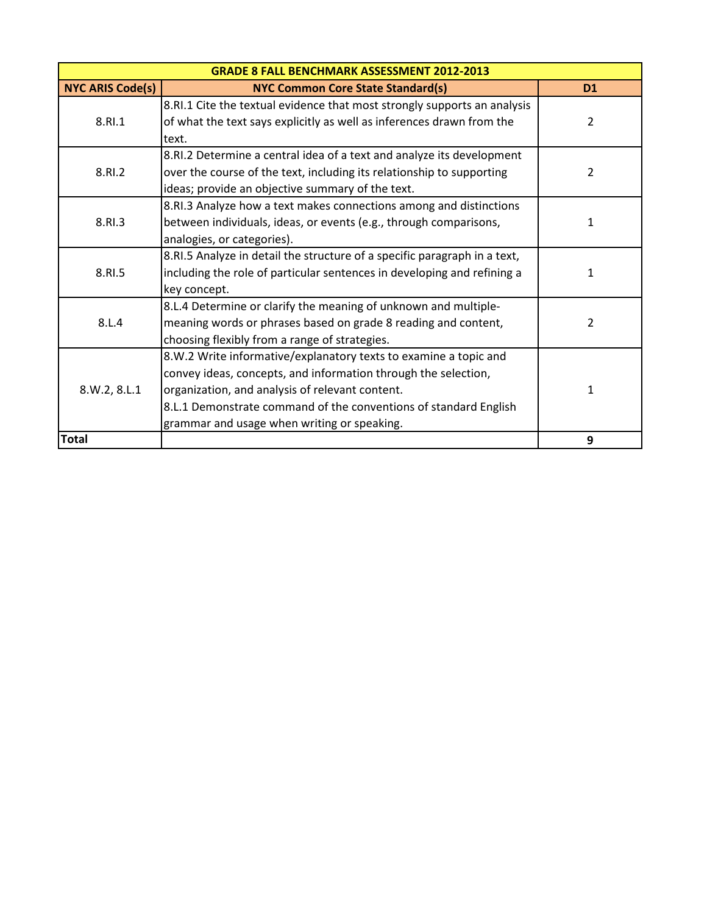| GRADE 8 FALL BENCHMARK ASSESSMENT 2012-2013 | | |
|---|---|---|
| **NYC ARIS Code(s)** | **NYC Common Core State Standard(s)** | **D1** |
| 8.RI.1 | 8.RI.1 Cite the textual evidence that most strongly supports an analysis of what the text says explicitly as well as inferences drawn from the text. | 2 |
| 8.RI.2 | 8.RI.2 Determine a central idea of a text and analyze its development over the course of the text, including its relationship to supporting ideas; provide an objective summary of the text. | 2 |
| 8.RI.3 | 8.RI.3 Analyze how a text makes connections among and distinctions between individuals, ideas, or events (e.g., through comparisons, analogies, or categories). | 1 |
| 8.RI.5 | 8.RI.5 Analyze in detail the structure of a specific paragraph in a text, including the role of particular sentences in developing and refining a key concept. | 1 |
| 8.L.4 | 8.L.4 Determine or clarify the meaning of unknown and multiple-meaning words or phrases based on grade 8 reading and content, choosing flexibly from a range of strategies. | 2 |
| 8.W.2, 8.L.1 | 8.W.2 Write informative/explanatory texts to examine a topic and convey ideas, concepts, and information through the selection, organization, and analysis of relevant content.<br>8.L.1 Demonstrate command of the conventions of standard English grammar and usage when writing or speaking. | 1 |
| **Total** | | **9** |